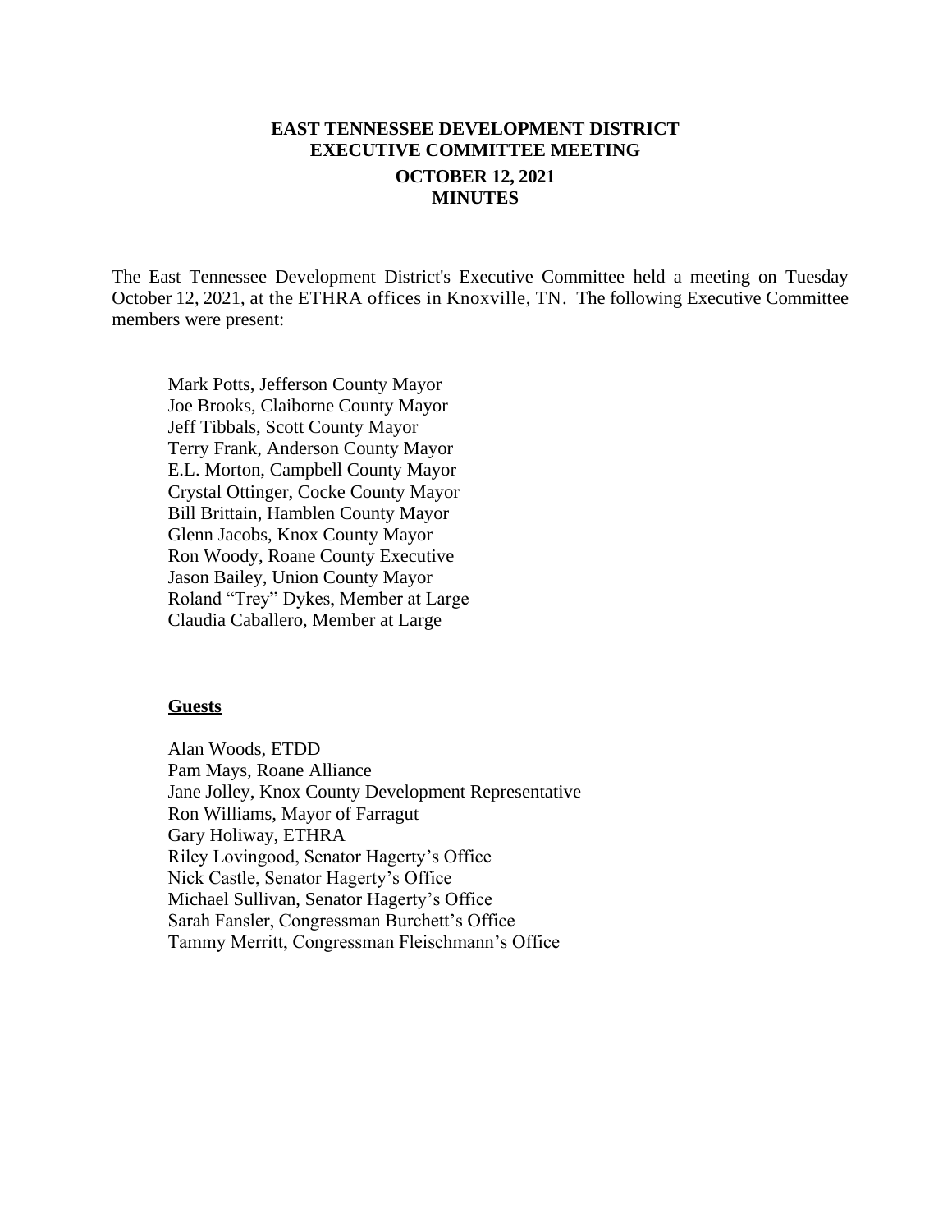# EAST TENNESSEE DEVELOPMENT DISTRICT
# EXECUTIVE COMMITTEE MEETING
## OCTOBER 12, 2021
## MINUTES

The East Tennessee Development District's Executive Committee held a meeting on Tuesday October 12, 2021, at the ETHRA offices in Knoxville, TN. The following Executive Committee members were present:

Mark Potts, Jefferson County Mayor
Joe Brooks, Claiborne County Mayor
Jeff Tibbals, Scott County Mayor
Terry Frank, Anderson County Mayor
E.L. Morton, Campbell County Mayor
Crystal Ottinger, Cocke County Mayor
Bill Brittain, Hamblen County Mayor
Glenn Jacobs, Knox County Mayor
Ron Woody, Roane County Executive
Jason Bailey, Union County Mayor
Roland "Trey" Dykes, Member at Large
Claudia Caballero, Member at Large

**Guests**

Alan Woods, ETDD
Pam Mays, Roane Alliance
Jane Jolley, Knox County Development Representative
Ron Williams, Mayor of Farragut
Gary Holiway, ETHRA
Riley Lovingood, Senator Hagerty's Office
Nick Castle, Senator Hagerty's Office
Michael Sullivan, Senator Hagerty's Office
Sarah Fansler, Congressman Burchett's Office
Tammy Merritt, Congressman Fleischmann's Office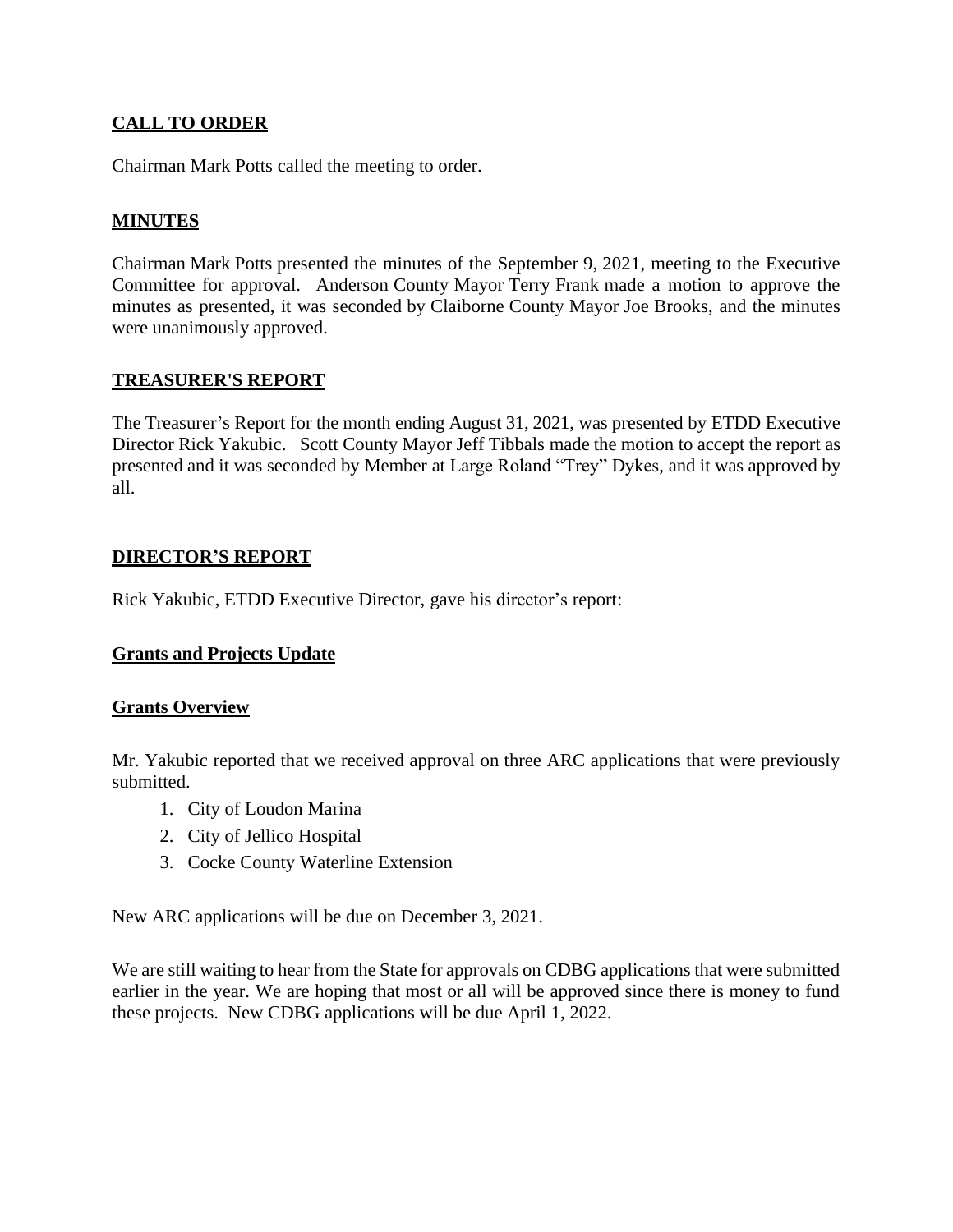## CALL TO ORDER

Chairman Mark Potts called the meeting to order.

## MINUTES

Chairman Mark Potts presented the minutes of the September 9, 2021, meeting to the Executive Committee for approval. Anderson County Mayor Terry Frank made a motion to approve the minutes as presented, it was seconded by Claiborne County Mayor Joe Brooks, and the minutes were unanimously approved.

## TREASURER'S REPORT

The Treasurer's Report for the month ending August 31, 2021, was presented by ETDD Executive Director Rick Yakubic. Scott County Mayor Jeff Tibbals made the motion to accept the report as presented and it was seconded by Member at Large Roland "Trey" Dykes, and it was approved by all.

## DIRECTOR'S REPORT

Rick Yakubic, ETDD Executive Director, gave his director's report:

### Grants and Projects Update

### Grants Overview

Mr. Yakubic reported that we received approval on three ARC applications that were previously submitted.

1. City of Loudon Marina
2. City of Jellico Hospital
3. Cocke County Waterline Extension

New ARC applications will be due on December 3, 2021.

We are still waiting to hear from the State for approvals on CDBG applications that were submitted earlier in the year. We are hoping that most or all will be approved since there is money to fund these projects. New CDBG applications will be due April 1, 2022.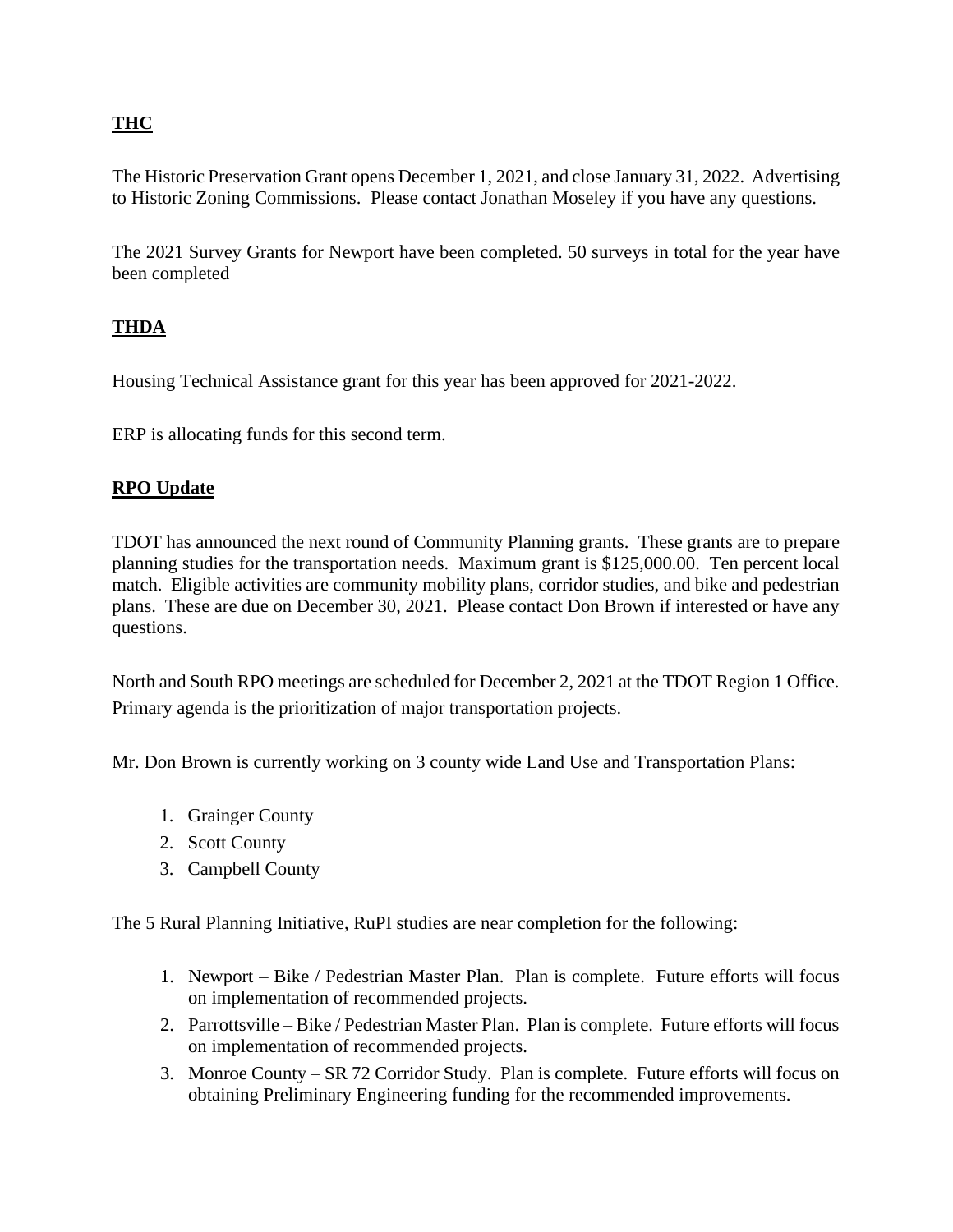## THC

The Historic Preservation Grant opens December 1, 2021, and close January 31, 2022. Advertising to Historic Zoning Commissions. Please contact Jonathan Moseley if you have any questions.

The 2021 Survey Grants for Newport have been completed. 50 surveys in total for the year have been completed

## THDA

Housing Technical Assistance grant for this year has been approved for 2021-2022.

ERP is allocating funds for this second term.

## RPO Update

TDOT has announced the next round of Community Planning grants. These grants are to prepare planning studies for the transportation needs. Maximum grant is $125,000.00. Ten percent local match. Eligible activities are community mobility plans, corridor studies, and bike and pedestrian plans. These are due on December 30, 2021. Please contact Don Brown if interested or have any questions.

North and South RPO meetings are scheduled for December 2, 2021 at the TDOT Region 1 Office. Primary agenda is the prioritization of major transportation projects.

Mr. Don Brown is currently working on 3 county wide Land Use and Transportation Plans:

1. Grainger County
2. Scott County
3. Campbell County

The 5 Rural Planning Initiative, RuPI studies are near completion for the following:

1. Newport – Bike / Pedestrian Master Plan. Plan is complete. Future efforts will focus on implementation of recommended projects.
2. Parrottsville – Bike / Pedestrian Master Plan. Plan is complete. Future efforts will focus on implementation of recommended projects.
3. Monroe County – SR 72 Corridor Study. Plan is complete. Future efforts will focus on obtaining Preliminary Engineering funding for the recommended improvements.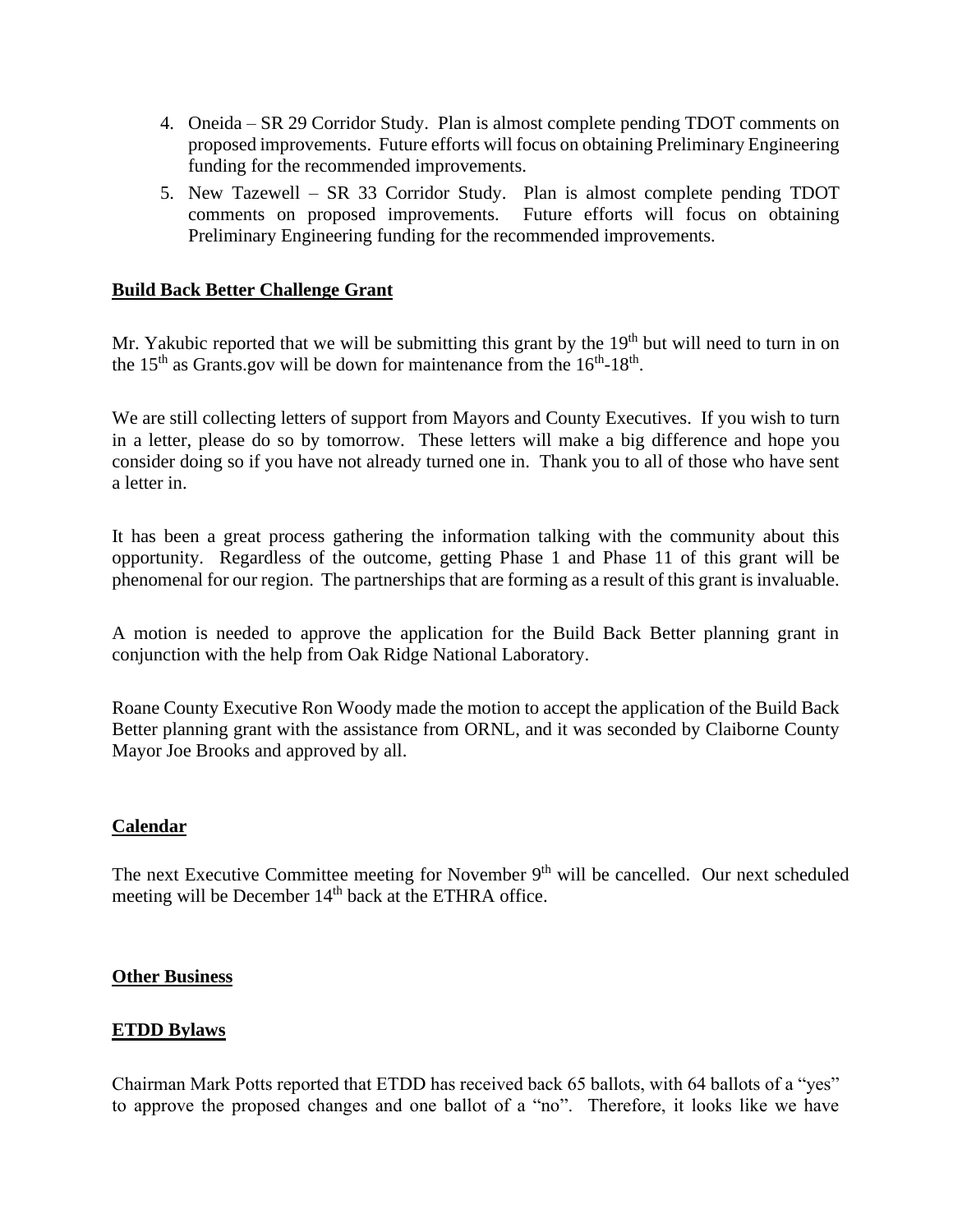4. Oneida – SR 29 Corridor Study. Plan is almost complete pending TDOT comments on proposed improvements. Future efforts will focus on obtaining Preliminary Engineering funding for the recommended improvements.
5. New Tazewell – SR 33 Corridor Study. Plan is almost complete pending TDOT comments on proposed improvements. Future efforts will focus on obtaining Preliminary Engineering funding for the recommended improvements.

**Build Back Better Challenge Grant**

Mr. Yakubic reported that we will be submitting this grant by the 19th but will need to turn in on the 15th as Grants.gov will be down for maintenance from the 16th-18th.

We are still collecting letters of support from Mayors and County Executives. If you wish to turn in a letter, please do so by tomorrow. These letters will make a big difference and hope you consider doing so if you have not already turned one in. Thank you to all of those who have sent a letter in.

It has been a great process gathering the information talking with the community about this opportunity. Regardless of the outcome, getting Phase 1 and Phase 11 of this grant will be phenomenal for our region. The partnerships that are forming as a result of this grant is invaluable.

A motion is needed to approve the application for the Build Back Better planning grant in conjunction with the help from Oak Ridge National Laboratory.

Roane County Executive Ron Woody made the motion to accept the application of the Build Back Better planning grant with the assistance from ORNL, and it was seconded by Claiborne County Mayor Joe Brooks and approved by all.

**Calendar**

The next Executive Committee meeting for November 9th will be cancelled. Our next scheduled meeting will be December 14th back at the ETHRA office.

**Other Business**

**ETDD Bylaws**

Chairman Mark Potts reported that ETDD has received back 65 ballots, with 64 ballots of a "yes" to approve the proposed changes and one ballot of a "no". Therefore, it looks like we have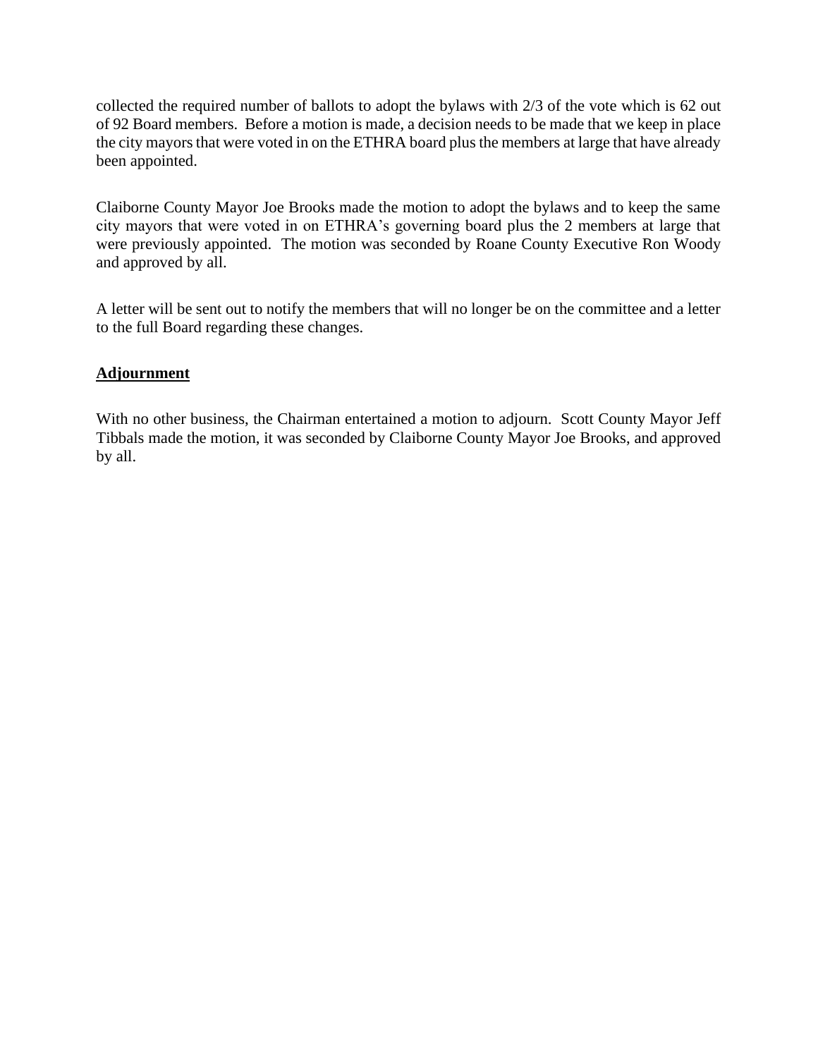collected the required number of ballots to adopt the bylaws with 2/3 of the vote which is 62 out of 92 Board members. Before a motion is made, a decision needs to be made that we keep in place the city mayors that were voted in on the ETHRA board plus the members at large that have already been appointed.

Claiborne County Mayor Joe Brooks made the motion to adopt the bylaws and to keep the same city mayors that were voted in on ETHRA's governing board plus the 2 members at large that were previously appointed. The motion was seconded by Roane County Executive Ron Woody and approved by all.

A letter will be sent out to notify the members that will no longer be on the committee and a letter to the full Board regarding these changes.

**Adjournment**

With no other business, the Chairman entertained a motion to adjourn. Scott County Mayor Jeff Tibbals made the motion, it was seconded by Claiborne County Mayor Joe Brooks, and approved by all.